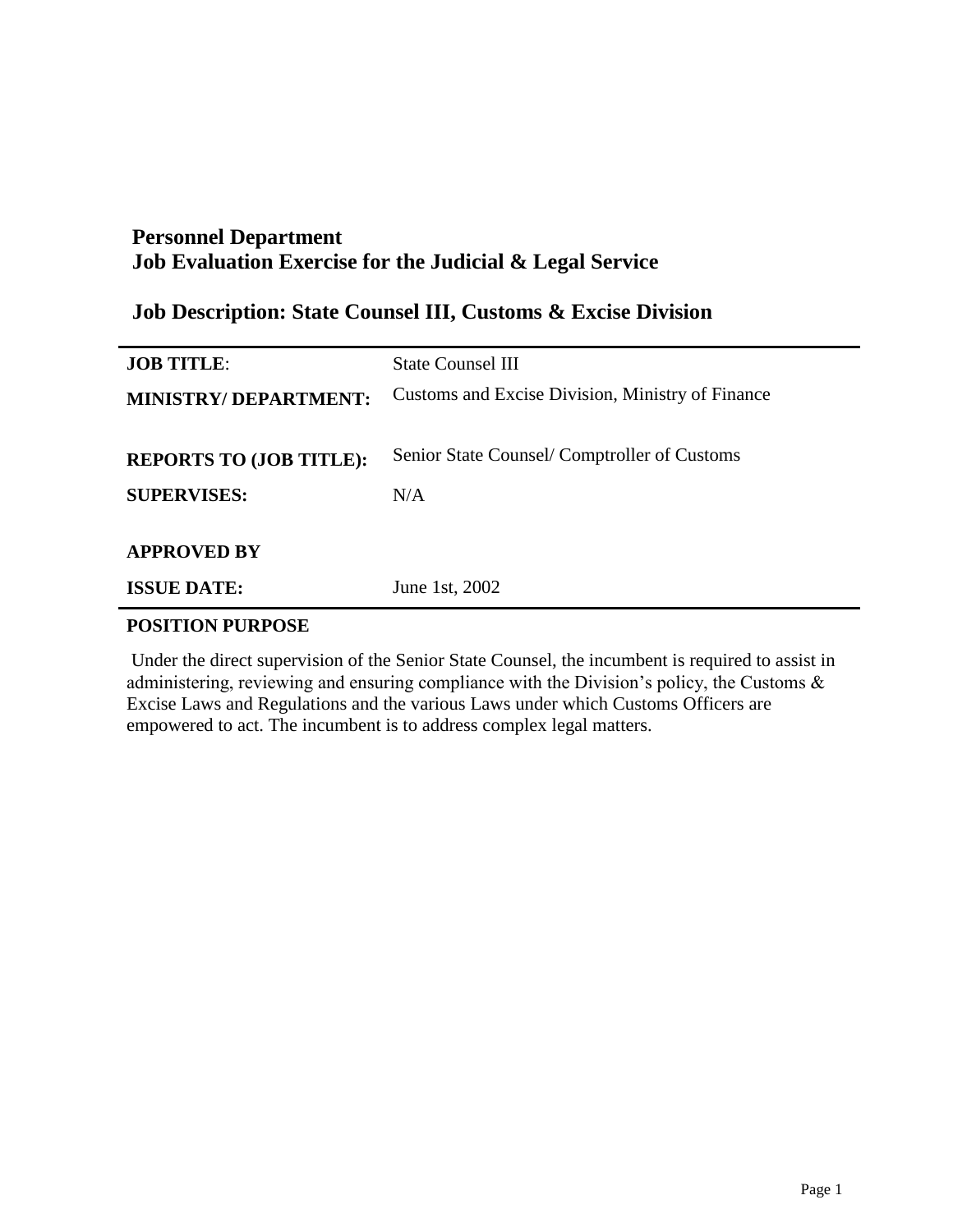# Personnel Department
# Job Evaluation Exercise for the Judicial & Legal Service

## Job Description: State Counsel III, Customs & Excise Division

| | |
|---|---|
| **JOB TITLE**: | State Counsel III |
| **MINISTRY/ DEPARTMENT:** | Customs and Excise Division, Ministry of Finance |
| **REPORTS TO (JOB TITLE):** | Senior State Counsel/ Comptroller of Customs |
| **SUPERVISES:** | N/A |
| **APPROVED BY** | |
| **ISSUE DATE:** | June 1st, 2002 |

**POSITION PURPOSE**

Under the direct supervision of the Senior State Counsel, the incumbent is required to assist in administering, reviewing and ensuring compliance with the Division's policy, the Customs & Excise Laws and Regulations and the various Laws under which Customs Officers are empowered to act. The incumbent is to address complex legal matters.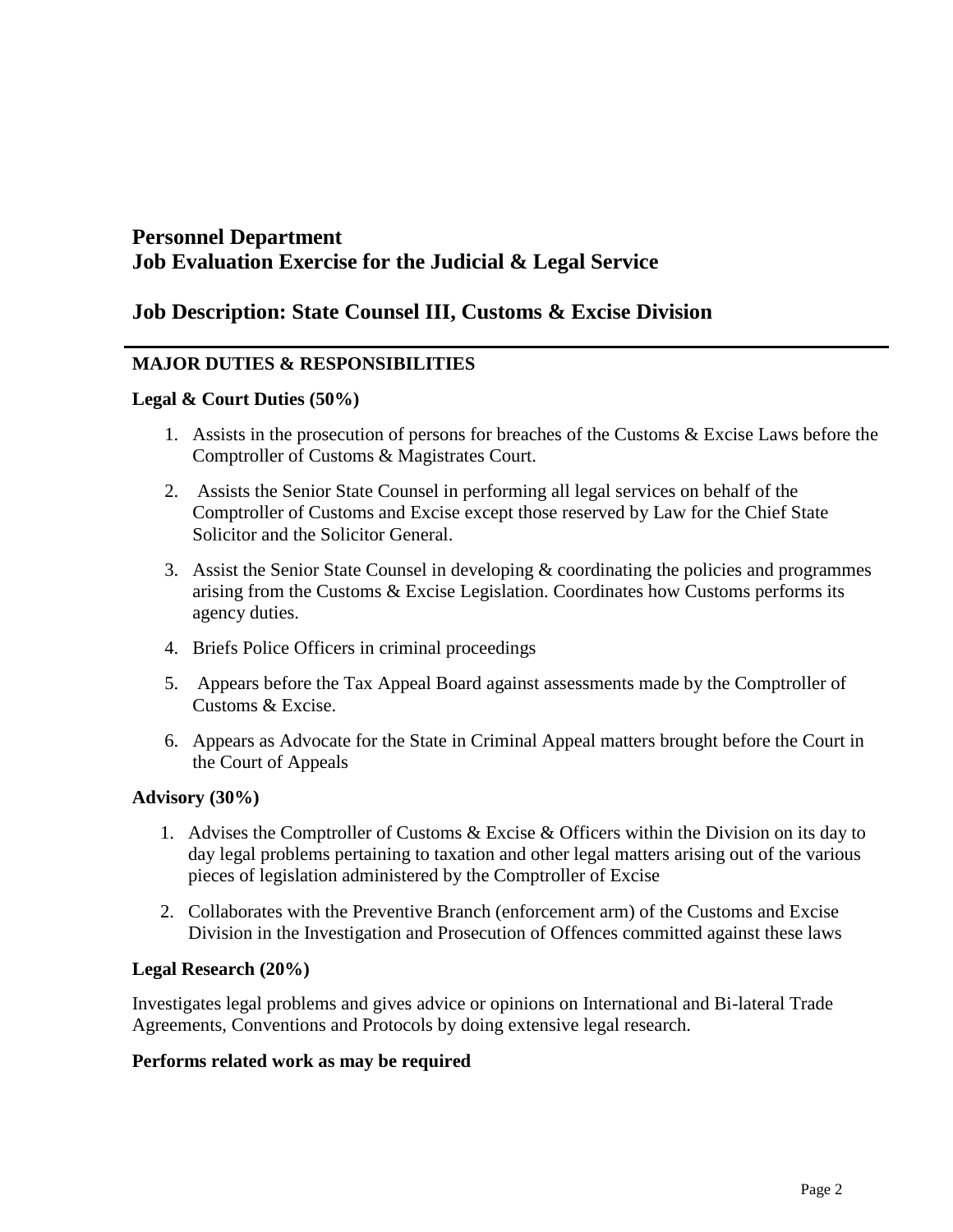# Personnel Department
# Job Evaluation Exercise for the Judicial & Legal Service

## Job Description: State Counsel III, Customs & Excise Division

---

### MAJOR DUTIES & RESPONSIBILITIES

#### Legal & Court Duties (50%)

1. Assists in the prosecution of persons for breaches of the Customs & Excise Laws before the Comptroller of Customs & Magistrates Court.
2. Assists the Senior State Counsel in performing all legal services on behalf of the Comptroller of Customs and Excise except those reserved by Law for the Chief State Solicitor and the Solicitor General.
3. Assist the Senior State Counsel in developing & coordinating the policies and programmes arising from the Customs & Excise Legislation. Coordinates how Customs performs its agency duties.
4. Briefs Police Officers in criminal proceedings
5. Appears before the Tax Appeal Board against assessments made by the Comptroller of Customs & Excise.
6. Appears as Advocate for the State in Criminal Appeal matters brought before the Court in the Court of Appeals

#### Advisory (30%)

1. Advises the Comptroller of Customs & Excise & Officers within the Division on its day to day legal problems pertaining to taxation and other legal matters arising out of the various pieces of legislation administered by the Comptroller of Excise
2. Collaborates with the Preventive Branch (enforcement arm) of the Customs and Excise Division in the Investigation and Prosecution of Offences committed against these laws

#### Legal Research (20%)

Investigates legal problems and gives advice or opinions on International and Bi-lateral Trade Agreements, Conventions and Protocols by doing extensive legal research.

**Performs related work as may be required**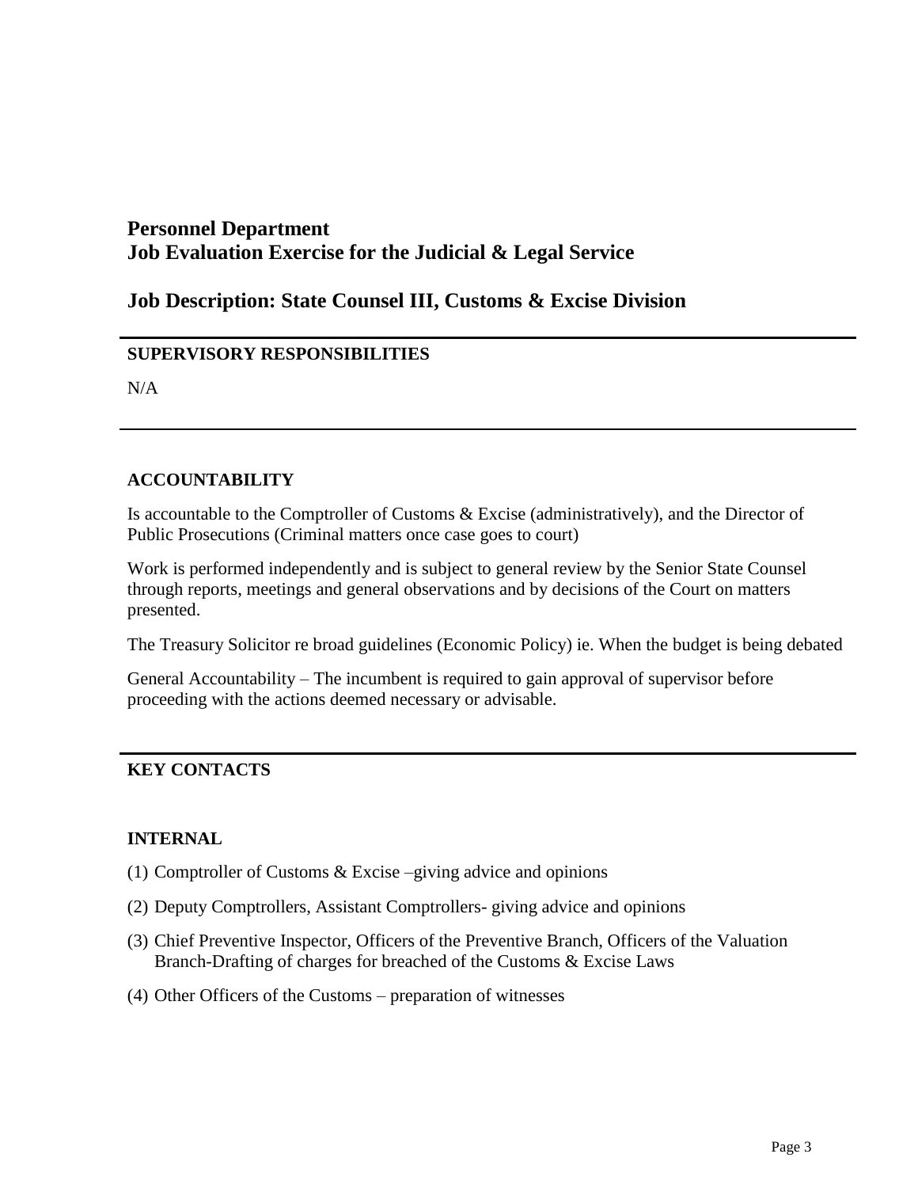# Personnel Department
# Job Evaluation Exercise for the Judicial & Legal Service

## Job Description: State Counsel III, Customs & Excise Division

---

### SUPERVISORY RESPONSIBILITIES

N/A

---

### ACCOUNTABILITY

Is accountable to the Comptroller of Customs & Excise (administratively), and the Director of Public Prosecutions (Criminal matters once case goes to court)

Work is performed independently and is subject to general review by the Senior State Counsel through reports, meetings and general observations and by decisions of the Court on matters presented.

The Treasury Solicitor re broad guidelines (Economic Policy) ie. When the budget is being debated

General Accountability – The incumbent is required to gain approval of supervisor before proceeding with the actions deemed necessary or advisable.

---

### KEY CONTACTS

### INTERNAL

(1) Comptroller of Customs & Excise –giving advice and opinions

(2) Deputy Comptrollers, Assistant Comptrollers- giving advice and opinions

(3) Chief Preventive Inspector, Officers of the Preventive Branch, Officers of the Valuation Branch-Drafting of charges for breached of the Customs & Excise Laws

(4) Other Officers of the Customs – preparation of witnesses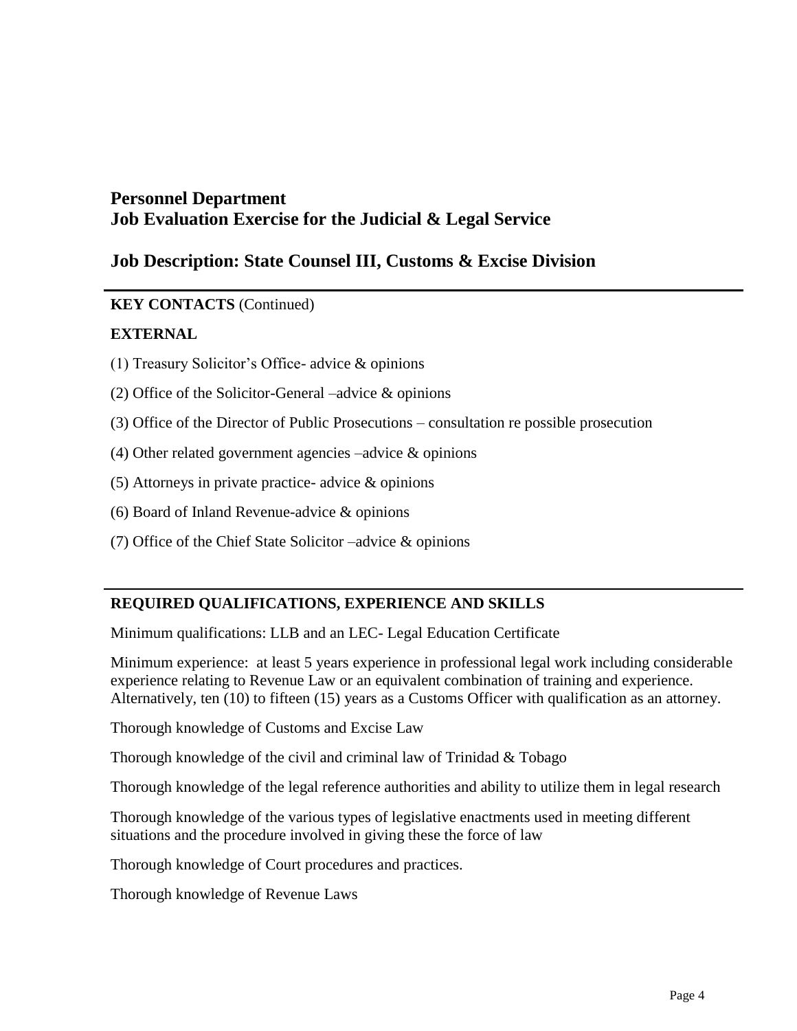## Personnel Department
## Job Evaluation Exercise for the Judicial & Legal Service

## Job Description: State Counsel III, Customs & Excise Division

---

**KEY CONTACTS** (Continued)

**EXTERNAL**

(1) Treasury Solicitor's Office- advice & opinions

(2) Office of the Solicitor-General –advice & opinions

(3) Office of the Director of Public Prosecutions – consultation re possible prosecution

(4) Other related government agencies –advice & opinions

(5) Attorneys in private practice- advice & opinions

(6) Board of Inland Revenue-advice & opinions

(7) Office of the Chief State Solicitor –advice & opinions

---

**REQUIRED QUALIFICATIONS, EXPERIENCE AND SKILLS**

Minimum qualifications: LLB and an LEC- Legal Education Certificate

Minimum experience: at least 5 years experience in professional legal work including considerable experience relating to Revenue Law or an equivalent combination of training and experience. Alternatively, ten (10) to fifteen (15) years as a Customs Officer with qualification as an attorney.

Thorough knowledge of Customs and Excise Law

Thorough knowledge of the civil and criminal law of Trinidad & Tobago

Thorough knowledge of the legal reference authorities and ability to utilize them in legal research

Thorough knowledge of the various types of legislative enactments used in meeting different situations and the procedure involved in giving these the force of law

Thorough knowledge of Court procedures and practices.

Thorough knowledge of Revenue Laws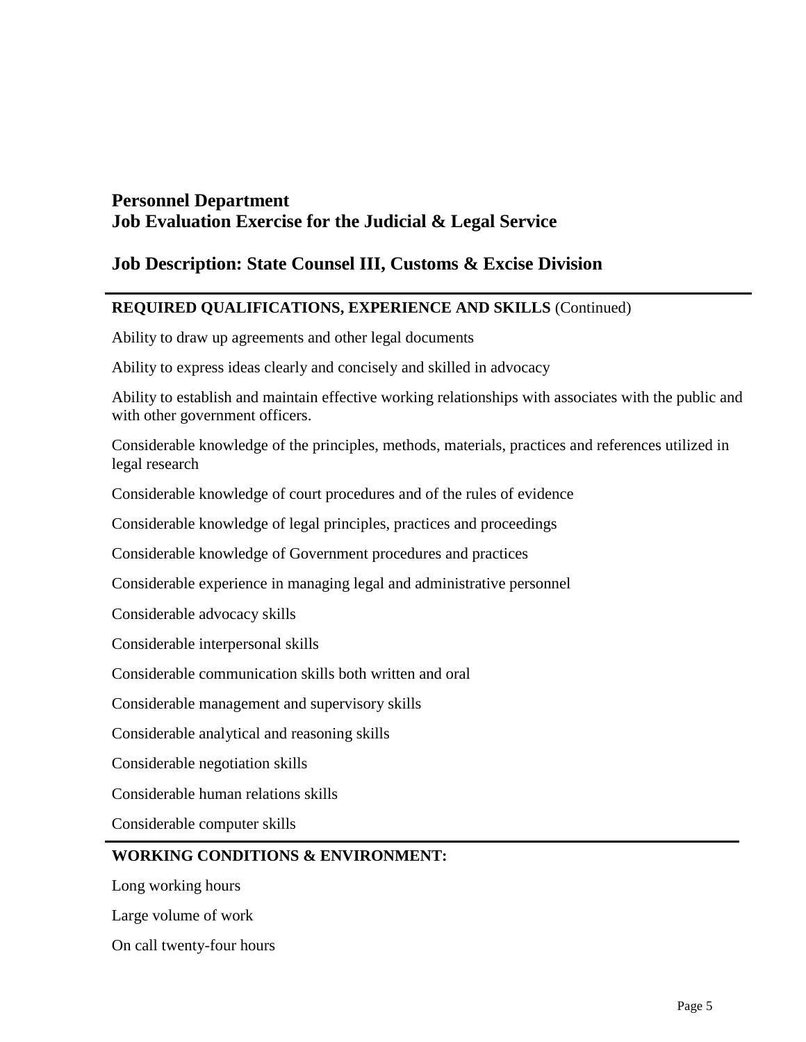## Personnel Department
## Job Evaluation Exercise for the Judicial & Legal Service

## Job Description: State Counsel III, Customs & Excise Division

**REQUIRED QUALIFICATIONS, EXPERIENCE AND SKILLS** (Continued)

Ability to draw up agreements and other legal documents

Ability to express ideas clearly and concisely and skilled in advocacy

Ability to establish and maintain effective working relationships with associates with the public and with other government officers.

Considerable knowledge of the principles, methods, materials, practices and references utilized in legal research

Considerable knowledge of court procedures and of the rules of evidence

Considerable knowledge of legal principles, practices and proceedings

Considerable knowledge of Government procedures and practices

Considerable experience in managing legal and administrative personnel

Considerable advocacy skills

Considerable interpersonal skills

Considerable communication skills both written and oral

Considerable management and supervisory skills

Considerable analytical and reasoning skills

Considerable negotiation skills

Considerable human relations skills

Considerable computer skills

**WORKING CONDITIONS & ENVIRONMENT:**

Long working hours

Large volume of work

On call twenty-four hours